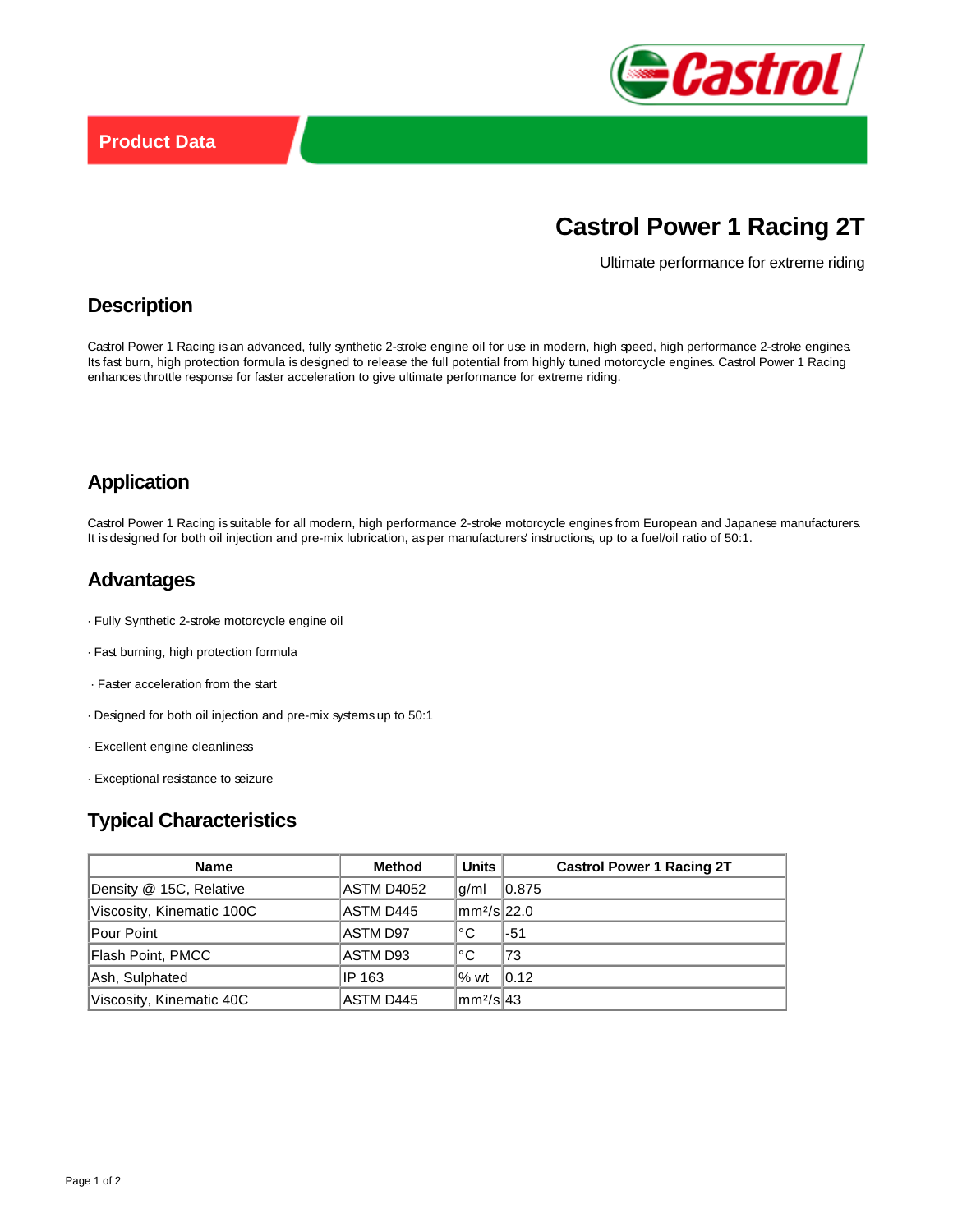Product Data

# Castrol Power 1 Racing 2T

Ultimate performance for extreme riding

## Description

Castrol Power 1 Racing is an advanced, fully synthetic 2-stroke engine oil for use in modern, high speed, high performance 2-stroke engines. Its fast burn, high protection formula is designed to release the full potential from highly tuned motorcycle engines. Castrol Power 1 Racing enhances throttle response for faster acceleration to give ultimate performance for extreme riding.

## Application

Castrol Power 1 Racing is suitable for all modern, high performance 2-stroke motorcycle engines from European and Japanese manufacturers. It is designed for both oil injection and pre-mix lubrication, as per manufacturers' instructions, up to a fuel/oil ratio of 50:1.

## Advantages

· Fully Synthetic 2-stroke motorcycle engine oil

· Fast burning, high protection formula

· Faster acceleration from the start

· Designed for both oil injection and pre-mix systems up to 50:1

· Excellent engine cleanliness

· Exceptional resistance to seizure

## Typical Characteristics

| Name | Method | Units | Castrol Power 1 Racing 2T |
|---|---|---|---|
| Density @ 15C, Relative | ASTM D4052 | g/ml | 0.875 |
| Viscosity, Kinematic 100C | ASTM D445 | mm²/s | 22.0 |
| Pour Point | ASTM D97 | °C | -51 |
| Flash Point, PMCC | ASTM D93 | °C | 73 |
| Ash, Sulphated | IP 163 | % wt | 0.12 |
| Viscosity, Kinematic 40C | ASTM D445 | mm²/s | 43 |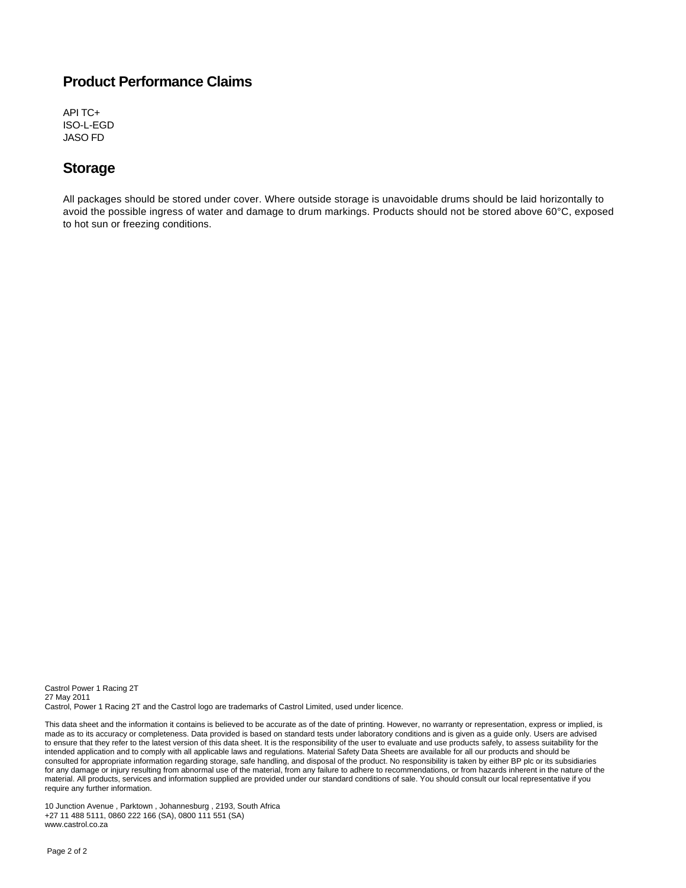## Product Performance Claims

API TC+
ISO-L-EGD
JASO FD

## Storage

All packages should be stored under cover. Where outside storage is unavoidable drums should be laid horizontally to avoid the possible ingress of water and damage to drum markings. Products should not be stored above 60°C, exposed to hot sun or freezing conditions.

Castrol Power 1 Racing 2T
27 May 2011
Castrol, Power 1 Racing 2T and the Castrol logo are trademarks of Castrol Limited, used under licence.

This data sheet and the information it contains is believed to be accurate as of the date of printing. However, no warranty or representation, express or implied, is made as to its accuracy or completeness. Data provided is based on standard tests under laboratory conditions and is given as a guide only. Users are advised to ensure that they refer to the latest version of this data sheet. It is the responsibility of the user to evaluate and use products safely, to assess suitability for the intended application and to comply with all applicable laws and regulations. Material Safety Data Sheets are available for all our products and should be consulted for appropriate information regarding storage, safe handling, and disposal of the product. No responsibility is taken by either BP plc or its subsidiaries for any damage or injury resulting from abnormal use of the material, from any failure to adhere to recommendations, or from hazards inherent in the nature of the material. All products, services and information supplied are provided under our standard conditions of sale. You should consult our local representative if you require any further information.

10 Junction Avenue , Parktown , Johannesburg , 2193, South Africa
+27 11 488 5111, 0860 222 166 (SA), 0800 111 551 (SA)
www.castrol.co.za